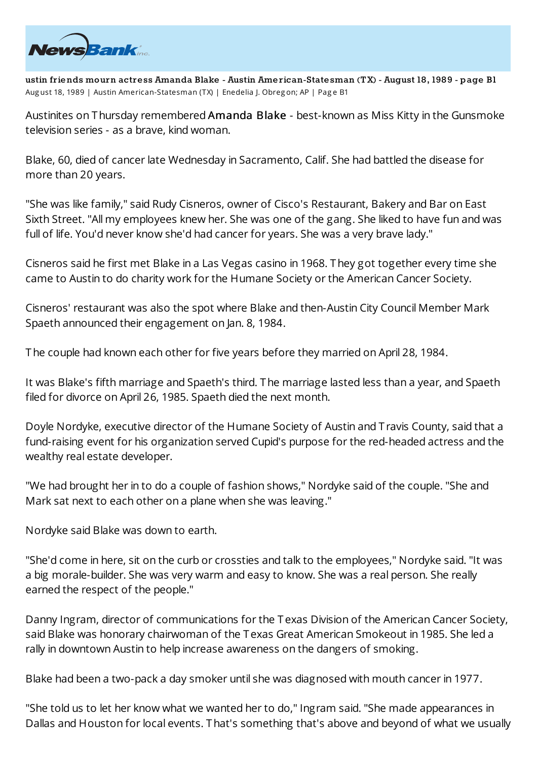# ustin friends mourn actress Amanda Blake - Austin American-Statesman (TX) - August 18, 1989 - page B1

August 18, 1989 | Austin American-Statesman (TX) | Enedelia J. Obregon; AP | Page B1

Austinites on Thursday remembered **Amanda Blake** - best-known as Miss Kitty in the Gunsmoke television series - as a brave, kind woman.

Blake, 60, died of cancer late Wednesday in Sacramento, Calif. She had battled the disease for more than 20 years.

"She was like family," said Rudy Cisneros, owner of Cisco's Restaurant, Bakery and Bar on East Sixth Street. "All my employees knew her. She was one of the gang. She liked to have fun and was full of life. You'd never know she'd had cancer for years. She was a very brave lady."

Cisneros said he first met Blake in a Las Vegas casino in 1968. They got together every time she came to Austin to do charity work for the Humane Society or the American Cancer Society.

Cisneros' restaurant was also the spot where Blake and then-Austin City Council Member Mark Spaeth announced their engagement on Jan. 8, 1984.

The couple had known each other for five years before they married on April 28, 1984.

It was Blake's fifth marriage and Spaeth's third. The marriage lasted less than a year, and Spaeth filed for divorce on April 26, 1985. Spaeth died the next month.

Doyle Nordyke, executive director of the Humane Society of Austin and Travis County, said that a fund-raising event for his organization served Cupid's purpose for the red-headed actress and the wealthy real estate developer.

"We had brought her in to do a couple of fashion shows," Nordyke said of the couple. "She and Mark sat next to each other on a plane when she was leaving."

Nordyke said Blake was down to earth.

"She'd come in here, sit on the curb or crossties and talk to the employees," Nordyke said. "It was a big morale-builder. She was very warm and easy to know. She was a real person. She really earned the respect of the people."

Danny Ingram, director of communications for the Texas Division of the American Cancer Society, said Blake was honorary chairwoman of the Texas Great American Smokeout in 1985. She led a rally in downtown Austin to help increase awareness on the dangers of smoking.

Blake had been a two-pack a day smoker until she was diagnosed with mouth cancer in 1977.

"She told us to let her know what we wanted her to do," Ingram said. "She made appearances in Dallas and Houston for local events. That's something that's above and beyond of what we usually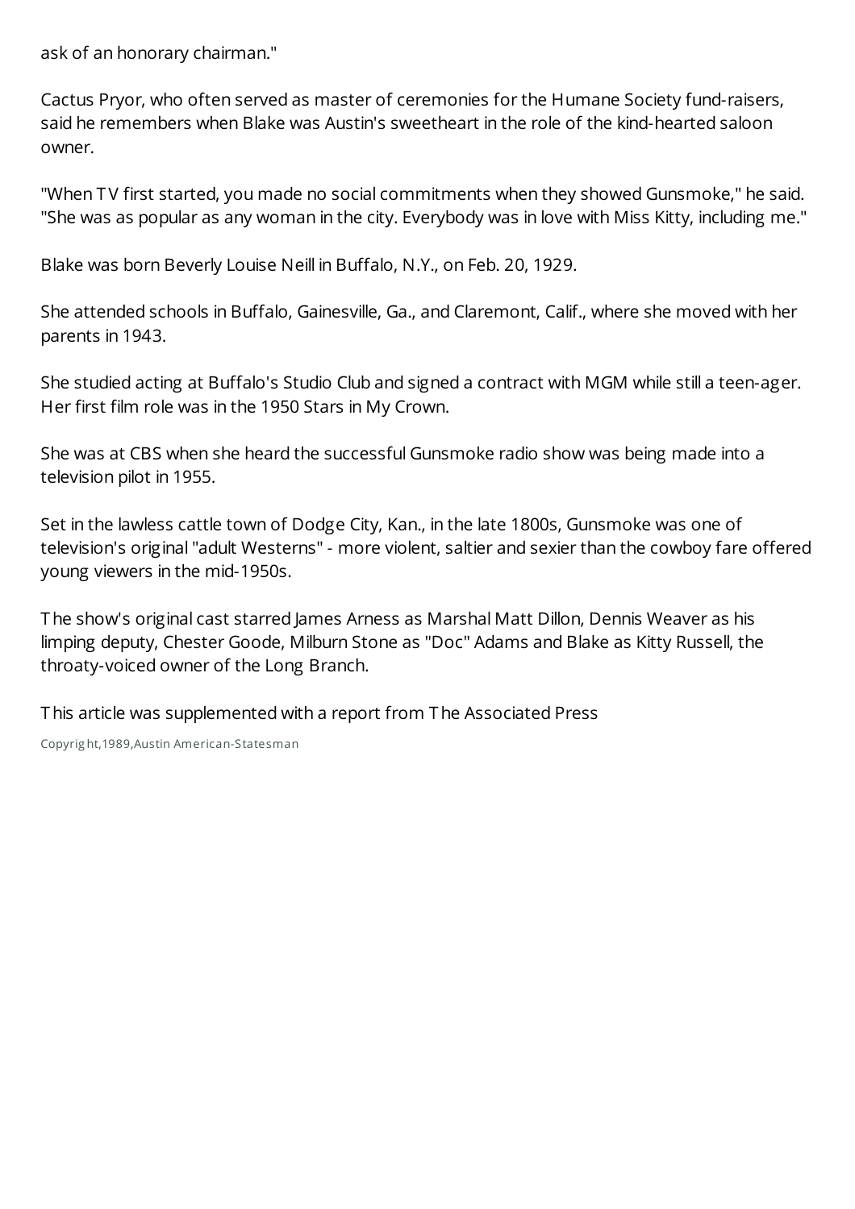ask of an honorary chairman."

Cactus Pryor, who often served as master of ceremonies for the Humane Society fund-raisers, said he remembers when Blake was Austin's sweetheart in the role of the kind-hearted saloon owner.

"When TV first started, you made no social commitments when they showed Gunsmoke," he said. "She was as popular as any woman in the city. Everybody was in love with Miss Kitty, including me."

Blake was born Beverly Louise Neill in Buffalo, N.Y., on Feb. 20, 1929.

She attended schools in Buffalo, Gainesville, Ga., and Claremont, Calif., where she moved with her parents in 1943.

She studied acting at Buffalo's Studio Club and signed a contract with MGM while still a teen-ager. Her first film role was in the 1950 Stars in My Crown.

She was at CBS when she heard the successful Gunsmoke radio show was being made into a television pilot in 1955.

Set in the lawless cattle town of Dodge City, Kan., in the late 1800s, Gunsmoke was one of television's original "adult Westerns" - more violent, saltier and sexier than the cowboy fare offered young viewers in the mid-1950s.

The show's original cast starred James Arness as Marshal Matt Dillon, Dennis Weaver as his limping deputy, Chester Goode, Milburn Stone as "Doc" Adams and Blake as Kitty Russell, the throaty-voiced owner of the Long Branch.

This article was supplemented with a report from The Associated Press

Copyright,1989,Austin American-Statesman